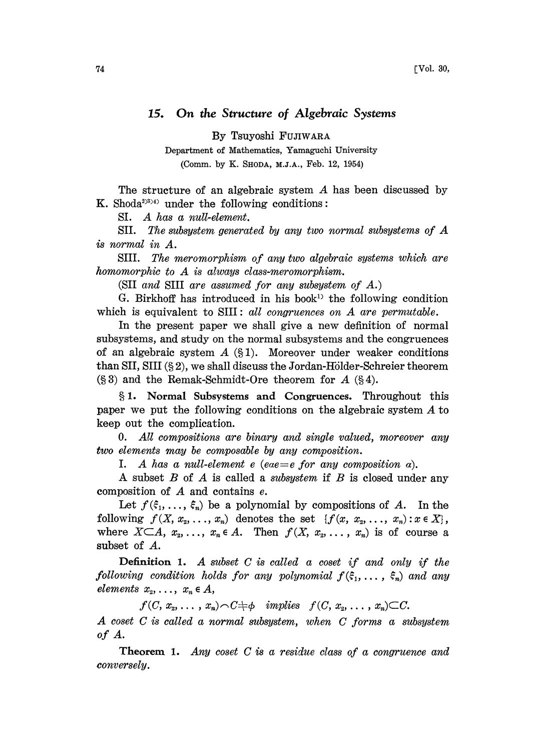# 15. On the Structure of Algebraic Systems

By Tsuyoshi FUJIWARA

Department of Mathematics, Yamaguchi University

(Comm. by K. SHODA, M.J.A., Feb. 12, 1954)

The structure of an algebraic system $A$ has been discussed by K. Shoda[2)3)4)] under the following conditions:

SI. *A has a null-element.*

SII. *The subsystem generated by any two normal subsystems of A is normal in A.*

SIII. *The meromorphism of any two algebraic systems which are homomorphic to A is always class-meromorphism.*

(*SII and SIII are assumed for any subsystem of A.*)

G. Birkhoff has introduced in his book[1)] the following condition which is equivalent to SIII: *all congruences on A are permutable.*

In the present paper we shall give a new definition of normal subsystems, and study on the normal subsystems and the congruences of an algebraic system $A$ (§1). Moreover under weaker conditions than SII, SIII (§2), we shall discuss the Jordan-Hölder-Schreier theorem (§3) and the Remak-Schmidt-Ore theorem for $A$ (§4).

**§1. Normal Subsystems and Congruences.** Throughout this paper we put the following conditions on the algebraic system $A$ to keep out the complication.

0. *All compositions are binary and single valued, moreover any two elements may be composable by any composition.*

I. *A has a null-element e* ($e\alpha e = e$ *for any composition* $\alpha$).

A subset $B$ of $A$ is called a *subsystem* if $B$ is closed under any composition of $A$ and contains $e$.

Let $f(\xi_1, \ldots, \xi_n)$ be a polynomial by compositions of $A$. In the following $f(X, x_2, \ldots, x_n)$ denotes the set $\{f(x, x_2, \ldots, x_n) : x \in X\}$, where $X \subset A$, $x_2, \ldots, x_n \in A$. Then $f(X, x_2, \ldots, x_n)$ is of course a subset of $A$.

**Definition 1.** *A subset C is called a coset if and only if the following condition holds for any polynomial* $f(\xi_1, \ldots, \xi_n)$ *and any elements* $x_2, \ldots, x_n \in A$,

$$f(C, x_2, \ldots, x_n) \frown C \neq \phi \quad \textit{implies} \quad f(C, x_2, \ldots, x_n) \subset C.$$

*A coset C is called a normal subsystem, when C forms a subsystem of A.*

**Theorem 1.** *Any coset C is a residue class of a congruence and conversely.*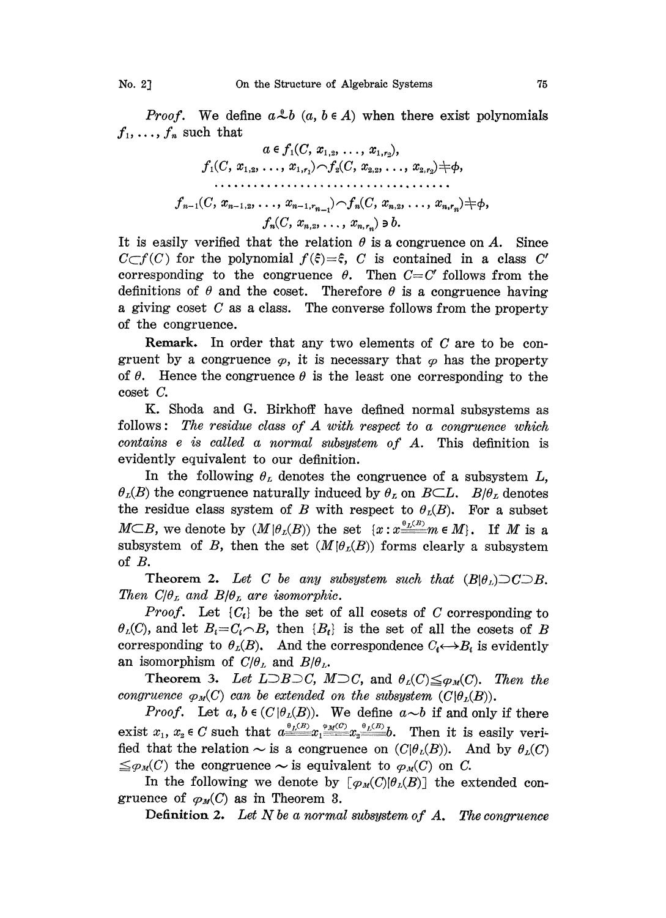*Proof.* We define $a \overset{\theta}{\sim} b$ ($a, b \in A$) when there exist polynomials $f_1, \dots, f_n$ such that

$$a \in f_1(C, x_{1,2}, \dots, x_{1,r_2}),$$
$$f_1(C, x_{1,2}, \dots, x_{1,r_1}) \frown f_2(C, x_{2,2}, \dots, x_{2,r_2}) \neq \phi,$$
$$\dots\dots\dots\dots\dots\dots\dots\dots\dots\dots\dots\dots$$
$$f_{n-1}(C, x_{n-1,2}, \dots, x_{n-1,r_{n-1}}) \frown f_n(C, x_{n,2}, \dots, x_{n,r_n}) \neq \phi,$$
$$f_n(C, x_{n,2}, \dots, x_{n,r_n}) \ni b.$$

It is easily verified that the relation $\theta$ is a congruence on $A$. Since $C \subset f(C)$ for the polynomial $f(\xi) = \xi$, $C$ is contained in a class $C'$ corresponding to the congruence $\theta$. Then $C = C'$ follows from the definitions of $\theta$ and the coset. Therefore $\theta$ is a congruence having a giving coset $C$ as a class. The converse follows from the property of the congruence.

**Remark.** In order that any two elements of $C$ are to be congruent by a congruence $\varphi$, it is necessary that $\varphi$ has the property of $\theta$. Hence the congruence $\theta$ is the least one corresponding to the coset $C$.

K. Shoda and G. Birkhoff have defined normal subsystems as follows: *The residue class of $A$ with respect to a congruence which contains $e$ is called a normal subsystem of $A$.* This definition is evidently equivalent to our definition.

In the following $\theta_L$ denotes the congruence of a subsystem $L$, $\theta_L(B)$ the congruence naturally induced by $\theta_L$ on $B \subset L$. $B/\theta_L$ denotes the residue class system of $B$ with respect to $\theta_L(B)$. For a subset $M \subset B$, we denote by $(M|\theta_L(B))$ the set $\{x : x \overset{\theta_L(B)}{=\!=} m \in M\}$. If $M$ is a subsystem of $B$, then the set $(M|\theta_L(B))$ forms clearly a subsystem of $B$.

**Theorem 2.** *Let $C$ be any subsystem such that $(B|\theta_L) \supset C \supset B$. Then $C/\theta_L$ and $B/\theta_L$ are isomorphic.*

*Proof.* Let $\{C_i\}$ be the set of all cosets of $C$ corresponding to $\theta_L(C)$, and let $B_i = C_i \frown B$, then $\{B_i\}$ is the set of all the cosets of $B$ corresponding to $\theta_L(B)$. And the correspondence $C_i \longleftrightarrow B_i$ is evidently an isomorphism of $C/\theta_L$ and $B/\theta_L$.

**Theorem 3.** *Let $L \supset B \supset C$, $M \supset C$, and $\theta_L(C) \leqq \varphi_M(C)$. Then the congruence $\varphi_M(C)$ can be extended on the subsystem $(C|\theta_L(B))$.*

*Proof.* Let $a, b \in (C|\theta_L(B))$. We define $a \sim b$ if and only if there exist $x_1, x_2 \in C$ such that $a \overset{\theta_L(B)}{=\!=} x_1 \overset{\varphi_M(C)}{=\!=} x_2 \overset{\theta_L(B)}{=\!=} b$. Then it is easily verified that the relation $\sim$ is a congruence on $(C|\theta_L(B))$. And by $\theta_L(C) \leqq \varphi_M(C)$ the congruence $\sim$ is equivalent to $\varphi_M(C)$ on $C$.

In the following we denote by $[\varphi_M(C)|\theta_L(B)]$ the extended congruence of $\varphi_M(C)$ as in Theorem 3.

**Definition 2.** *Let $N$ be a normal subsystem of $A$. The congruence*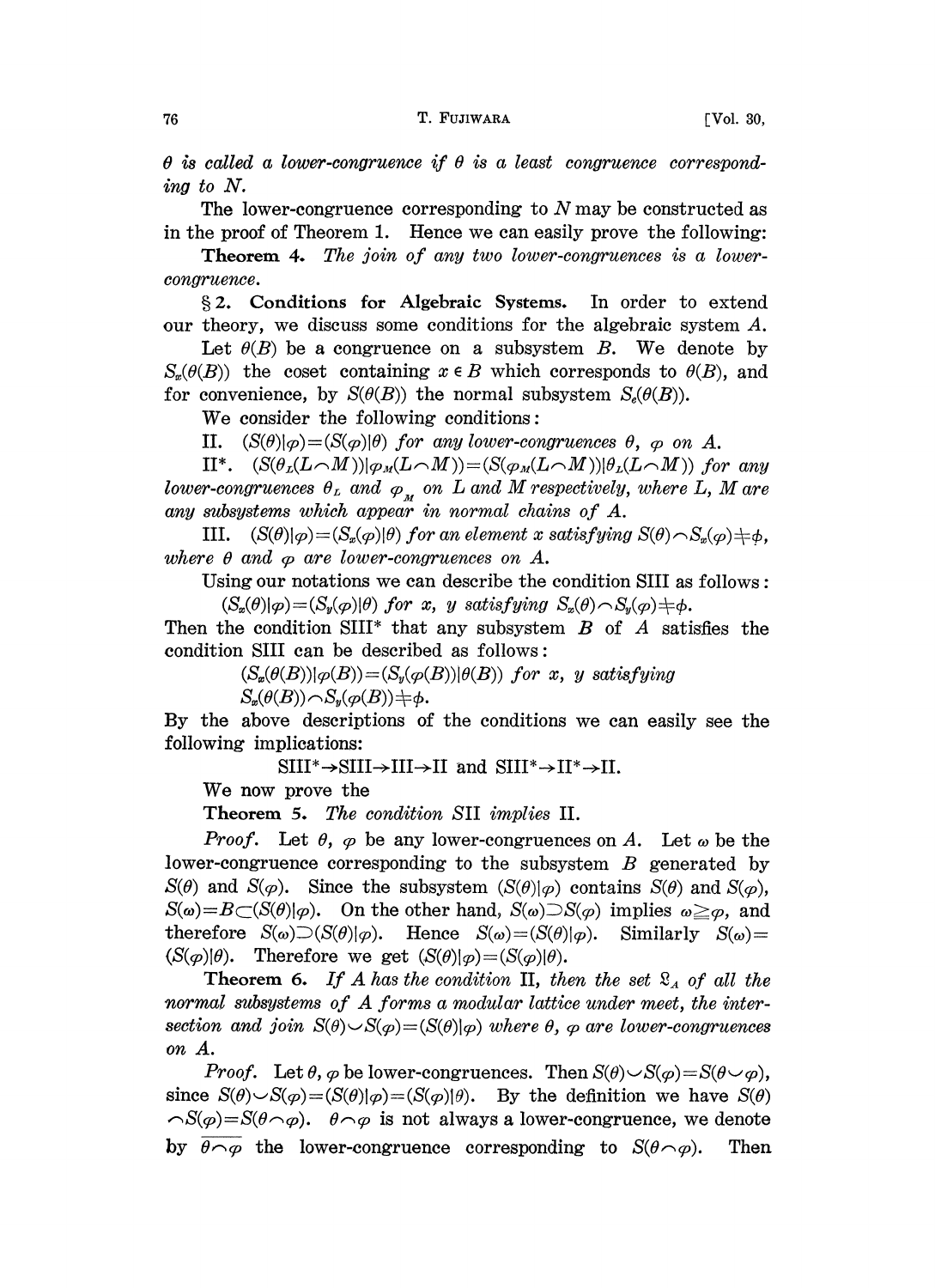*$\theta$ is called a lower-congruence if $\theta$ is a least congruence corresponding to $N$.*

The lower-congruence corresponding to $N$ may be constructed as in the proof of Theorem 1. Hence we can easily prove the following:

**Theorem 4.** *The join of any two lower-congruences is a lower-congruence.*

## § 2. Conditions for Algebraic Systems.

In order to extend our theory, we discuss some conditions for the algebraic system $A$.

Let $\theta(B)$ be a congruence on a subsystem $B$. We denote by $S_x(\theta(B))$ the coset containing $x \in B$ which corresponds to $\theta(B)$, and for convenience, by $S(\theta(B))$ the normal subsystem $S_e(\theta(B))$.

We consider the following conditions:

II. $(S(\theta)|\varphi)=(S(\varphi)|\theta)$ *for any lower-congruences* $\theta$, $\varphi$ *on* $A$.

II\*. $(S(\theta_L(L\frown M))|\varphi_M(L\frown M))=(S(\varphi_M(L\frown M))|\theta_L(L\frown M))$ *for any lower-congruences* $\theta_L$ *and* $\varphi_M$ *on* $L$ *and* $M$ *respectively, where* $L$, $M$ *are any subsystems which appear in normal chains of* $A$.

III. $(S(\theta)|\varphi)=(S_x(\varphi)|\theta)$ *for an element* $x$ *satisfying* $S(\theta)\frown S_x(\varphi)\neq\phi$, *where* $\theta$ *and* $\varphi$ *are lower-congruences on* $A$.

Using our notations we can describe the condition SIII as follows:

$(S_x(\theta)|\varphi)=(S_y(\varphi)|\theta)$ *for* $x$, $y$ *satisfying* $S_x(\theta)\frown S_y(\varphi)\neq\phi$.

Then the condition SIII\* that any subsystem $B$ of $A$ satisfies the condition SIII can be described as follows:

$(S_x(\theta(B))|\varphi(B))=(S_y(\varphi(B))|\theta(B))$ *for* $x$, $y$ *satisfying* $S_x(\theta(B))\frown S_y(\varphi(B))\neq\phi$.

By the above descriptions of the conditions we can easily see the following implications:

$$\text{SIII}^*\rightarrow\text{SIII}\rightarrow\text{III}\rightarrow\text{II} \text{ and } \text{SIII}^*\rightarrow\text{II}^*\rightarrow\text{II}.$$

We now prove the

**Theorem 5.** *The condition SII implies* II.

*Proof.* Let $\theta$, $\varphi$ be any lower-congruences on $A$. Let $\omega$ be the lower-congruence corresponding to the subsystem $B$ generated by $S(\theta)$ and $S(\varphi)$. Since the subsystem $(S(\theta)|\varphi)$ contains $S(\theta)$ and $S(\varphi)$, $S(\omega)=B\subset(S(\theta)|\varphi)$. On the other hand, $S(\omega)\supset S(\varphi)$ implies $\omega\geqq\varphi$, and therefore $S(\omega)\supset(S(\theta)|\varphi)$. Hence $S(\omega)=(S(\theta)|\varphi)$. Similarly $S(\omega)=(S(\varphi)|\theta)$. Therefore we get $(S(\theta)|\varphi)=(S(\varphi)|\theta)$.

**Theorem 6.** *If $A$ has the condition* II, *then the set $\mathfrak{L}_A$ of all the normal subsystems of $A$ forms a modular lattice under meet, the intersection and join $S(\theta)\smile S(\varphi)=(S(\theta)|\varphi)$ where $\theta$, $\varphi$ are lower-congruences on $A$.*

*Proof.* Let $\theta$, $\varphi$ be lower-congruences. Then $S(\theta)\smile S(\varphi)=S(\theta\smile\varphi)$, since $S(\theta)\smile S(\varphi)=(S(\theta)|\varphi)=(S(\varphi)|\theta)$. By the definition we have $S(\theta)\frown S(\varphi)=S(\theta\frown\varphi)$. $\theta\frown\varphi$ is not always a lower-congruence, we denote by $\overline{\theta\frown\varphi}$ the lower-congruence corresponding to $S(\theta\frown\varphi)$. Then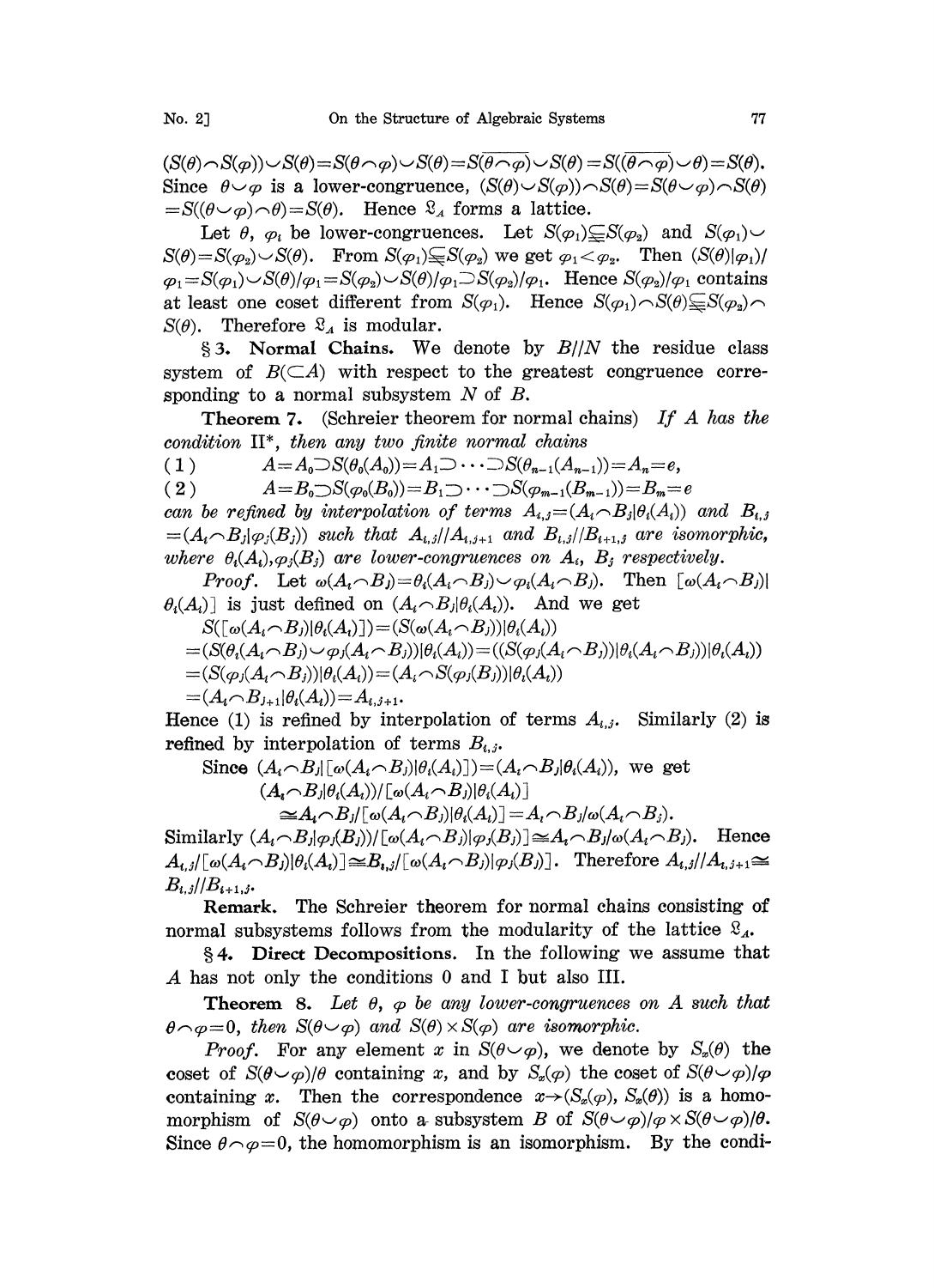$(S(\theta)\frown S(\varphi))\smile S(\theta)=S(\theta\frown\varphi)\smile S(\theta)=S(\overline{\theta\frown\varphi})\smile S(\theta)=S(\overline{(\theta\frown\varphi)}\smile\theta)=S(\theta)$. Since $\theta\smile\varphi$ is a lower-congruence, $(S(\theta)\smile S(\varphi))\frown S(\theta)=S(\theta\smile\varphi)\frown S(\theta)$ $=S((\theta\smile\varphi)\frown\theta)=S(\theta)$. Hence $\mathfrak{L}_A$ forms a lattice.

Let $\theta$, $\varphi_i$ be lower-congruences. Let $S(\varphi_1)\subsetneqq S(\varphi_2)$ and $S(\varphi_1)\smile S(\theta)=S(\varphi_2)\smile S(\theta)$. From $S(\varphi_1)\subsetneqq S(\varphi_2)$ we get $\varphi_1<\varphi_2$. Then $(S(\theta)|\varphi_1)/\varphi_1=S(\varphi_1)\smile S(\theta)/\varphi_1=S(\varphi_2)\smile S(\theta)/\varphi_1\supset S(\varphi_2)/\varphi_1$. Hence $S(\varphi_2)/\varphi_1$ contains at least one coset different from $S(\varphi_1)$. Hence $S(\varphi_1)\frown S(\theta)\subsetneqq S(\varphi_2)\frown S(\theta)$. Therefore $\mathfrak{L}_A$ is modular.

**§3. Normal Chains.** We denote by $B//N$ the residue class system of $B(\subset A)$ with respect to the greatest congruence corresponding to a normal subsystem $N$ of $B$.

**Theorem 7.** (Schreier theorem for normal chains) *If $A$ has the condition II\*, then any two finite normal chains*

$$(1)\qquad A=A_0\supset S(\theta_0(A_0))=A_1\supset\cdots\supset S(\theta_{n-1}(A_{n-1}))=A_n=e,$$

$$(2)\qquad A=B_0\supset S(\varphi_0(B_0))=B_1\supset\cdots\supset S(\varphi_{m-1}(B_{m-1}))=B_m=e$$

*can be refined by interpolation of terms $A_{i,j}=(A_i\frown B_j|\theta_i(A_i))$ and $B_{i,j}=(A_i\frown B_j|\varphi_j(B_j))$ such that $A_{i,j}//A_{i,j+1}$ and $B_{i,j}//B_{i+1,j}$ are isomorphic, where $\theta_i(A_i),\varphi_j(B_j)$ are lower-congruences on $A_i$, $B_j$ respectively.*

*Proof.* Let $\omega(A_i\frown B_j)=\theta_i(A_i\frown B_j)\smile\varphi_i(A_i\frown B_j)$. Then $[\omega(A_i\frown B_j)|\theta_i(A_i)]$ is just defined on $(A_i\frown B_j|\theta_i(A_i))$. And we get

$S([\omega(A_i\frown B_j)|\theta_i(A_i)])=(S(\omega(A_i\frown B_j))|\theta_i(A_i))$
$=(S(\theta_i(A_i\frown B_j)\smile\varphi_j(A_i\frown B_j))|\theta_i(A_i))=((S(\varphi_j(A_i\frown B_j))|\theta_i(A_i\frown B_j))|\theta_i(A_i))$
$=(S(\varphi_j(A_i\frown B_j))|\theta_i(A_i))=(A_i\frown S(\varphi_j(B_j))|\theta_i(A_i))$
$=(A_i\frown B_{j+1}|\theta_i(A_i))=A_{i,j+1}$.

Hence (1) is refined by interpolation of terms $A_{i,j}$. Similarly (2) is refined by interpolation of terms $B_{i,j}$.

Since $(A_i\frown B_j|[\omega(A_i\frown B_j)|\theta_i(A_i)])=(A_i\frown B_j|\theta_i(A_i))$, we get

$$(A_i\frown B_j|\theta_i(A_i))/[\omega(A_i\frown B_j)|\theta_i(A_i)]$$
$$\cong A_i\frown B_j/[\omega(A_i\frown B_j)|\theta_i(A_i)]=A_i\frown B_j/\omega(A_i\frown B_j).$$

Similarly $(A_i\frown B_j|\varphi_j(B_j))/[\omega(A_i\frown B_j)|\varphi_j(B_j)]\cong A_i\frown B_j/\omega(A_i\frown B_j)$. Hence $A_{i,j}/[\omega(A_i\frown B_j)|\theta_i(A_i)]\cong B_{i,j}/[\omega(A_i\frown B_j)|\varphi_j(B_j)]$. Therefore $A_{i,j}//A_{i,j+1}\cong B_{i,j}//B_{i+1,j}$.

**Remark.** The Schreier theorem for normal chains consisting of normal subsystems follows from the modularity of the lattice $\mathfrak{L}_A$.

**§4. Direct Decompositions.** In the following we assume that $A$ has not only the conditions 0 and I but also III.

**Theorem 8.** *Let $\theta$, $\varphi$ be any lower-congruences on $A$ such that $\theta\frown\varphi=0$, then $S(\theta\smile\varphi)$ and $S(\theta)\times S(\varphi)$ are isomorphic.*

*Proof.* For any element $x$ in $S(\theta\smile\varphi)$, we denote by $S_x(\theta)$ the coset of $S(\theta\smile\varphi)/\theta$ containing $x$, and by $S_x(\varphi)$ the coset of $S(\theta\smile\varphi)/\varphi$ containing $x$. Then the correspondence $x\to(S_x(\varphi),S_x(\theta))$ is a homomorphism of $S(\theta\smile\varphi)$ onto a subsystem $B$ of $S(\theta\smile\varphi)/\varphi\times S(\theta\smile\varphi)/\theta$. Since $\theta\frown\varphi=0$, the homomorphism is an isomorphism. By the condi-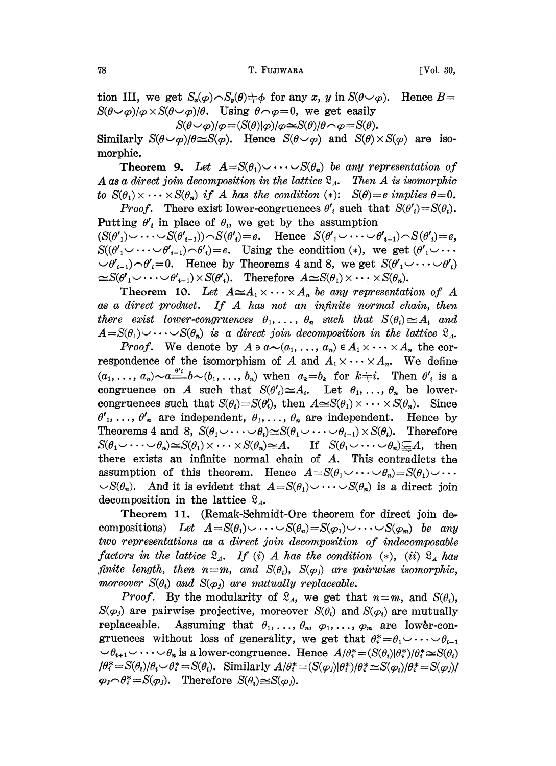tion III, we get $S_x(\varphi)\frown S_y(\theta)\neq\phi$ for any $x$, $y$ in $S(\theta\smile\varphi)$. Hence $B=S(\theta\smile\varphi)/\varphi\times S(\theta\smile\varphi)/\theta$. Using $\theta\frown\varphi=0$, we get easily

$$S(\theta\smile\varphi)/\varphi=(S(\theta)|\varphi)/\varphi\cong S(\theta)/\theta\frown\varphi=S(\theta).$$

Similarly $S(\theta\smile\varphi)/\theta\cong S(\varphi)$. Hence $S(\theta\smile\varphi)$ and $S(\theta)\times S(\varphi)$ are isomorphic.

**Theorem 9.** *Let $A=S(\theta_1)\smile\cdots\smile S(\theta_n)$ be any representation of $A$ as a direct join decomposition in the lattice $\mathfrak{L}_A$. Then $A$ is isomorphic to $S(\theta_1)\times\cdots\times S(\theta_n)$ if $A$ has the condition $(*)$: $S(\theta)=e$ implies $\theta=0$.*

*Proof.* There exist lower-congruences $\theta'_i$ such that $S(\theta'_i)=S(\theta_i)$. Putting $\theta'_i$ in place of $\theta_i$, we get by the assumption $(S(\theta'_1)\smile\cdots\smile S(\theta'_{i-1}))\frown S(\theta'_i)=e$. Hence $S(\theta'_1\smile\cdots\smile\theta'_{i-1})\frown S(\theta'_i)=e$, $S((\theta'_1\smile\cdots\smile\theta'_{i-1})\frown\theta'_i)=e$. Using the condition $(*)$, we get $(\theta'_1\smile\cdots\smile\theta'_{i-1})\frown\theta'_i=0$. Hence by Theorems 4 and 8, we get $S(\theta'_1\smile\cdots\smile\theta'_i)\cong S(\theta'_1\smile\cdots\smile\theta'_{i-1})\times S(\theta'_i)$. Therefore $A\cong S(\theta_1)\times\cdots\times S(\theta_n)$.

**Theorem 10.** *Let $A\cong A_1\times\cdots\times A_n$ be any representation of $A$ as a direct product. If $A$ has not an infinite normal chain, then there exist lower-congruences $\theta_1,\dots,\theta_n$ such that $S(\theta_i)\cong A_i$ and $A=S(\theta_1)\smile\cdots\smile S(\theta_n)$ is a direct join decomposition in the lattice $\mathfrak{L}_A$.*

*Proof.* We denote by $A\ni a\sim(a_1,\dots,a_n)\in A_1\times\cdots\times A_n$ the correspondence of the isomorphism of $A$ and $A_1\times\cdots\times A_n$. We define $(a_1,\dots,a_n)\sim a\overset{\theta'_i}{=\!=}b\sim(b_1,\dots,b_n)$ when $a_k=b_k$ for $k\neq i$. Then $\theta'_i$ is a congruence on $A$ such that $S(\theta'_i)\cong A_i$. Let $\theta_1,\dots,\theta_n$ be lower-congruences such that $S(\theta_i)=S(\theta'_i)$, then $A\cong S(\theta_1)\times\cdots\times S(\theta_n)$. Since $\theta'_1,\dots,\theta'_n$ are independent, $\theta_1,\dots,\theta_n$ are independent. Hence by Theorems 4 and 8, $S(\theta_1\smile\cdots\smile\theta_i)\cong S(\theta_1\smile\cdots\smile\theta_{i-1})\times S(\theta_i)$. Therefore $S(\theta_1\smile\cdots\smile\theta_n)\cong S(\theta_1)\times\cdots\times S(\theta_n)\cong A$. If $S(\theta_1\smile\cdots\smile\theta_n)\subsetneqq A$, then there exists an infinite normal chain of $A$. This contradicts the assumption of this theorem. Hence $A=S(\theta_1\smile\cdots\smile\theta_n)=S(\theta_1)\smile\cdots\smile S(\theta_n)$. And it is evident that $A=S(\theta_1)\smile\cdots\smile S(\theta_n)$ is a direct join decomposition in the lattice $\mathfrak{L}_A$.

**Theorem 11.** (Remak-Schmidt-Ore theorem for direct join decompositions) *Let $A=S(\theta_1)\smile\cdots\smile S(\theta_n)=S(\varphi_1)\smile\cdots\smile S(\varphi_m)$ be any two representations as a direct join decomposition of indecomposable factors in the lattice $\mathfrak{L}_A$. If (i) $A$ has the condition $(*)$, (ii) $\mathfrak{L}_A$ has finite length, then $n=m$, and $S(\theta_i)$, $S(\varphi_j)$ are pairwise isomorphic, moreover $S(\theta_i)$ and $S(\varphi_j)$ are mutually replaceable.*

*Proof.* By the modularity of $\mathfrak{L}_A$, we get that $n=m$, and $S(\theta_i)$, $S(\varphi_j)$ are pairwise projective, moreover $S(\theta_i)$ and $S(\varphi_i)$ are mutually replaceable. Assuming that $\theta_1,\dots,\theta_n$, $\varphi_1,\dots,\varphi_m$ are lower-congruences without loss of generality, we get that $\theta^*_i=\theta_1\smile\cdots\smile\theta_{i-1}\smile\theta_{i+1}\smile\cdots\smile\theta_n$ is a lower-congruence. Hence $A/\theta^*_i=(S(\theta_i)|\theta^*_i)/\theta^*_i\cong S(\theta_i)/\theta^*_i=S(\theta_i)/\theta_i\smile\theta^*_i=S(\theta_i)$. Similarly $A/\theta^*_i=(S(\varphi_j)|\theta^*_i)/\theta^*_i\cong S(\varphi_i)/\theta^*_i=S(\varphi_j)/\varphi_j\frown\theta^*_i=S(\varphi_j)$. Therefore $S(\theta_i)\cong S(\varphi_j)$.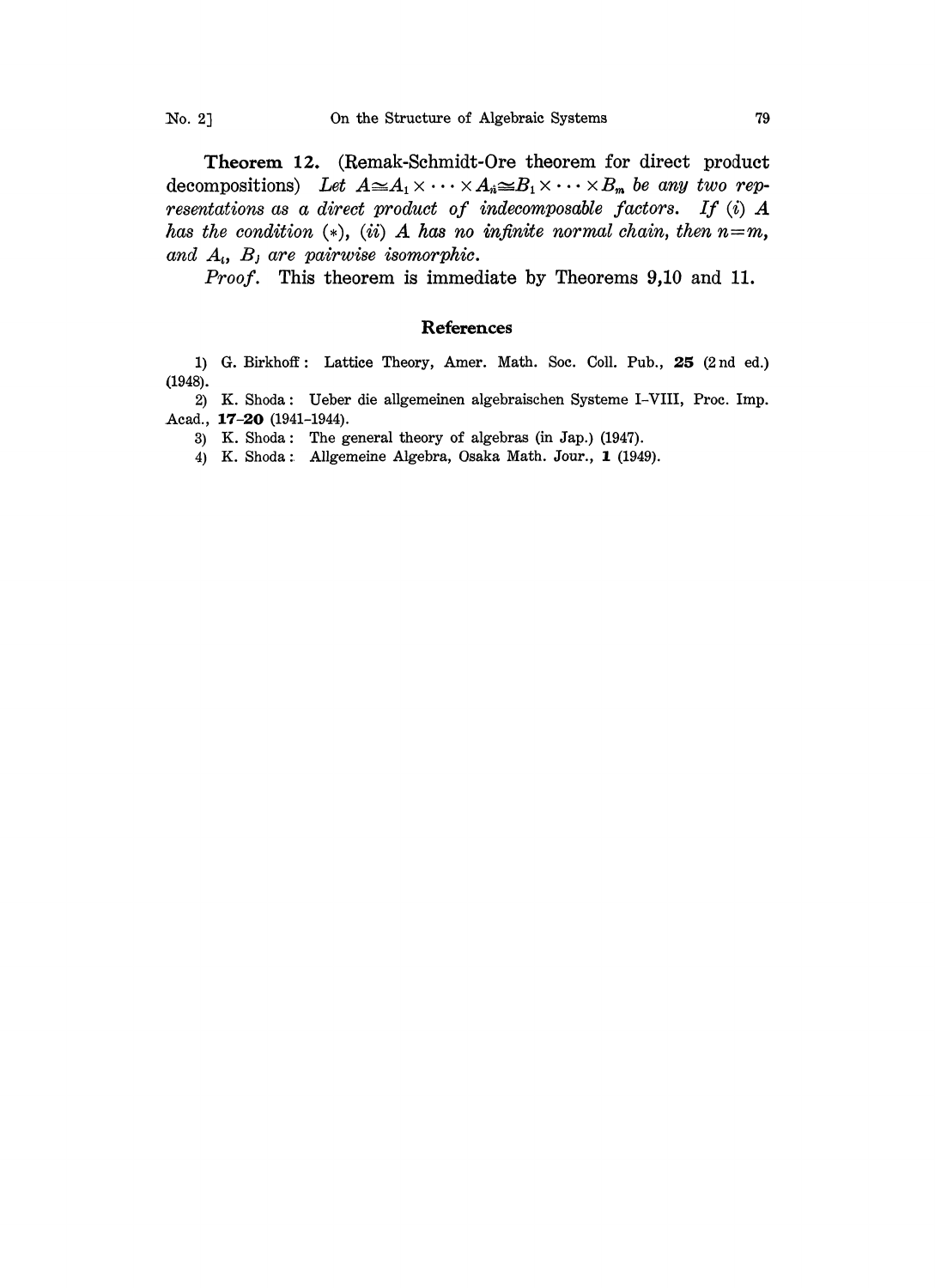**Theorem 12.** (Remak-Schmidt-Ore theorem for direct product decompositions) *Let $A \cong A_1 \times \cdots \times A_n \cong B_1 \times \cdots \times B_m$ be any two representations as a direct product of indecomposable factors. If (i) $A$ has the condition (*), (ii) $A$ has no infinite normal chain, then $n=m$, and $A_i$, $B_j$ are pairwise isomorphic.*

*Proof.* This theorem is immediate by Theorems 9,10 and 11.

## References

1) G. Birkhoff: Lattice Theory, Amer. Math. Soc. Coll. Pub., **25** (2nd ed.) (1948).

2) K. Shoda: Ueber die allgemeinen algebraischen Systeme I–VIII, Proc. Imp. Acad., **17–20** (1941–1944).

3) K. Shoda: The general theory of algebras (in Jap.) (1947).

4) K. Shoda: Allgemeine Algebra, Osaka Math. Jour., **1** (1949).